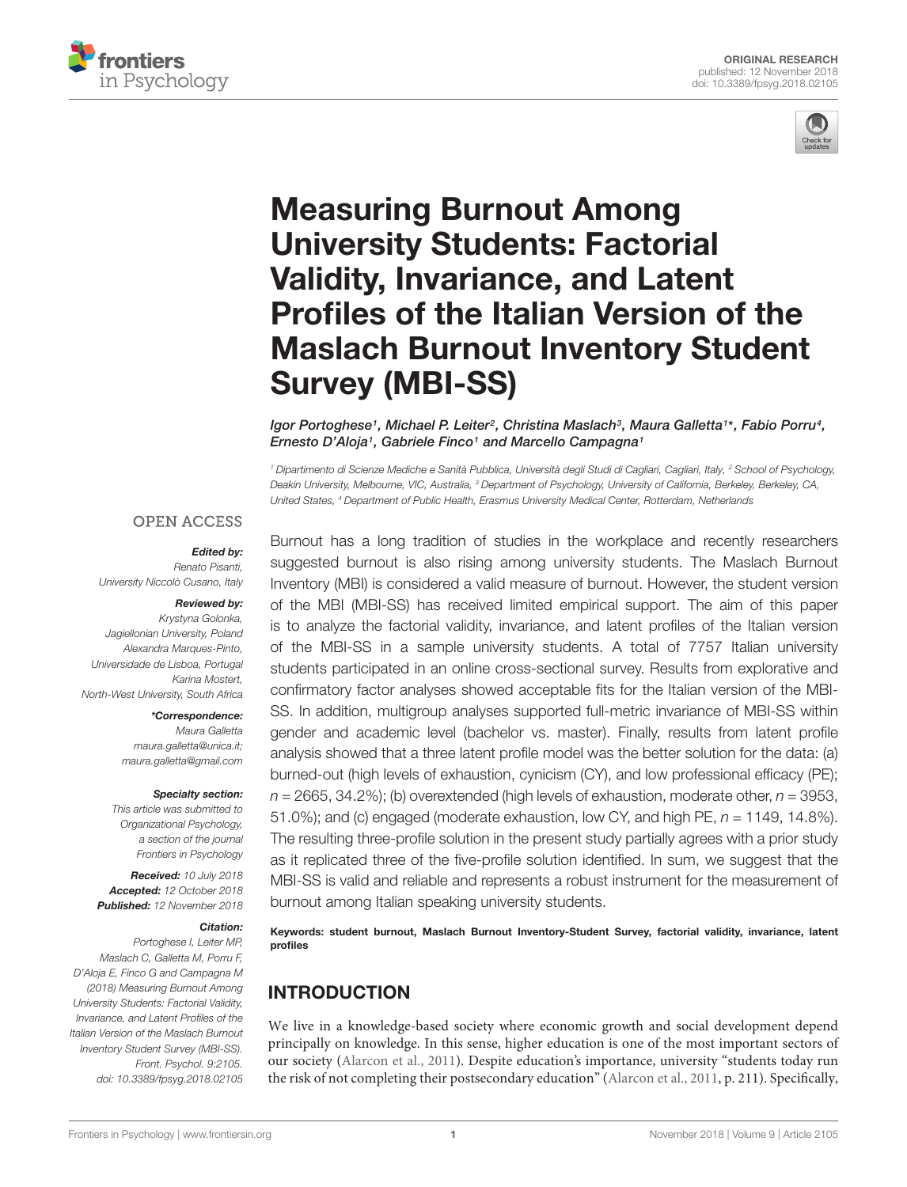ORIGINAL RESEARCH
published: 12 November 2018
doi: 10.3389/fpsyg.2018.02105

# Measuring Burnout Among University Students: Factorial Validity, Invariance, and Latent Profiles of the Italian Version of the Maslach Burnout Inventory Student Survey (MBI-SS)

*Igor Portoghese[1], Michael P. Leiter[2], Christina Maslach[3], Maura Galletta[1]\*, Fabio Porru[4], Ernesto D'Aloja[1], Gabriele Finco[1] and Marcello Campagna[1]*

[1] Dipartimento di Scienze Mediche e Sanità Pubblica, Università degli Studi di Cagliari, Cagliari, Italy, [2] School of Psychology, Deakin University, Melbourne, VIC, Australia, [3] Department of Psychology, University of California, Berkeley, Berkeley, CA, United States, [4] Department of Public Health, Erasmus University Medical Center, Rotterdam, Netherlands

OPEN ACCESS

**Edited by:**
*Renato Pisanti, University Niccolò Cusano, Italy*

**Reviewed by:**
*Krystyna Golonka, Jagiellonian University, Poland*
*Alexandra Marques-Pinto, Universidade de Lisboa, Portugal*
*Karina Mostert, North-West University, South Africa*

**\*Correspondence:**
*Maura Galletta*
*maura.galletta@unica.it; maura.galletta@gmail.com*

**Specialty section:**
*This article was submitted to Organizational Psychology, a section of the journal Frontiers in Psychology*

**Received:** *10 July 2018*
**Accepted:** *12 October 2018*
**Published:** *12 November 2018*

**Citation:**
*Portoghese I, Leiter MP, Maslach C, Galletta M, Porru F, D'Aloja E, Finco G and Campagna M (2018) Measuring Burnout Among University Students: Factorial Validity, Invariance, and Latent Profiles of the Italian Version of the Maslach Burnout Inventory Student Survey (MBI-SS). Front. Psychol. 9:2105. doi: 10.3389/fpsyg.2018.02105*

Burnout has a long tradition of studies in the workplace and recently researchers suggested burnout is also rising among university students. The Maslach Burnout Inventory (MBI) is considered a valid measure of burnout. However, the student version of the MBI (MBI-SS) has received limited empirical support. The aim of this paper is to analyze the factorial validity, invariance, and latent profiles of the Italian version of the MBI-SS in a sample university students. A total of 7757 Italian university students participated in an online cross-sectional survey. Results from explorative and confirmatory factor analyses showed acceptable fits for the Italian version of the MBI-SS. In addition, multigroup analyses supported full-metric invariance of MBI-SS within gender and academic level (bachelor vs. master). Finally, results from latent profile analysis showed that a three latent profile model was the better solution for the data: (a) burned-out (high levels of exhaustion, cynicism (CY), and low professional efficacy (PE); $n = 2665$, 34.2%); (b) overextended (high levels of exhaustion, moderate other, $n = 3953$, 51.0%); and (c) engaged (moderate exhaustion, low CY, and high PE, $n = 1149$, 14.8%). The resulting three-profile solution in the present study partially agrees with a prior study as it replicated three of the five-profile solution identified. In sum, we suggest that the MBI-SS is valid and reliable and represents a robust instrument for the measurement of burnout among Italian speaking university students.

**Keywords: student burnout, Maslach Burnout Inventory-Student Survey, factorial validity, invariance, latent profiles**

## INTRODUCTION

We live in a knowledge-based society where economic growth and social development depend principally on knowledge. In this sense, higher education is one of the most important sectors of our society (Alarcon et al., 2011). Despite education's importance, university "students today run the risk of not completing their postsecondary education" (Alarcon et al., 2011, p. 211). Specifically,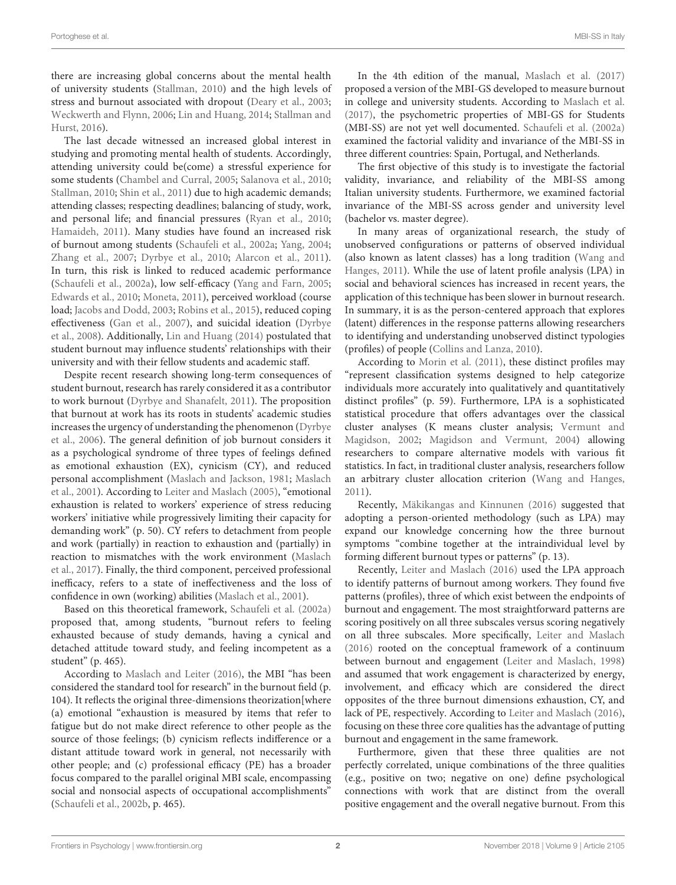there are increasing global concerns about the mental health of university students (Stallman, 2010) and the high levels of stress and burnout associated with dropout (Deary et al., 2003; Weckwerth and Flynn, 2006; Lin and Huang, 2014; Stallman and Hurst, 2016).

The last decade witnessed an increased global interest in studying and promoting mental health of students. Accordingly, attending university could be(come) a stressful experience for some students (Chambel and Curral, 2005; Salanova et al., 2010; Stallman, 2010; Shin et al., 2011) due to high academic demands; attending classes; respecting deadlines; balancing of study, work, and personal life; and financial pressures (Ryan et al., 2010; Hamaideh, 2011). Many studies have found an increased risk of burnout among students (Schaufeli et al., 2002a; Yang, 2004; Zhang et al., 2007; Dyrbye et al., 2010; Alarcon et al., 2011). In turn, this risk is linked to reduced academic performance (Schaufeli et al., 2002a), low self-efficacy (Yang and Farn, 2005; Edwards et al., 2010; Moneta, 2011), perceived workload (course load; Jacobs and Dodd, 2003; Robins et al., 2015), reduced coping effectiveness (Gan et al., 2007), and suicidal ideation (Dyrbye et al., 2008). Additionally, Lin and Huang (2014) postulated that student burnout may influence students' relationships with their university and with their fellow students and academic staff.

Despite recent research showing long-term consequences of student burnout, research has rarely considered it as a contributor to work burnout (Dyrbye and Shanafelt, 2011). The proposition that burnout at work has its roots in students' academic studies increases the urgency of understanding the phenomenon (Dyrbye et al., 2006). The general definition of job burnout considers it as a psychological syndrome of three types of feelings defined as emotional exhaustion (EX), cynicism (CY), and reduced personal accomplishment (Maslach and Jackson, 1981; Maslach et al., 2001). According to Leiter and Maslach (2005), "emotional exhaustion is related to workers' experience of stress reducing workers' initiative while progressively limiting their capacity for demanding work" (p. 50). CY refers to detachment from people and work (partially) in reaction to exhaustion and (partially) in reaction to mismatches with the work environment (Maslach et al., 2017). Finally, the third component, perceived professional inefficacy, refers to a state of ineffectiveness and the loss of confidence in own (working) abilities (Maslach et al., 2001).

Based on this theoretical framework, Schaufeli et al. (2002a) proposed that, among students, "burnout refers to feeling exhausted because of study demands, having a cynical and detached attitude toward study, and feeling incompetent as a student" (p. 465).

According to Maslach and Leiter (2016), the MBI "has been considered the standard tool for research" in the burnout field (p. 104). It reflects the original three-dimensions theorization[where (a) emotional "exhaustion is measured by items that refer to fatigue but do not make direct reference to other people as the source of those feelings; (b) cynicism reflects indifference or a distant attitude toward work in general, not necessarily with other people; and (c) professional efficacy (PE) has a broader focus compared to the parallel original MBI scale, encompassing social and nonsocial aspects of occupational accomplishments" (Schaufeli et al., 2002b, p. 465).

In the 4th edition of the manual, Maslach et al. (2017) proposed a version of the MBI-GS developed to measure burnout in college and university students. According to Maslach et al. (2017), the psychometric properties of MBI-GS for Students (MBI-SS) are not yet well documented. Schaufeli et al. (2002a) examined the factorial validity and invariance of the MBI-SS in three different countries: Spain, Portugal, and Netherlands.

The first objective of this study is to investigate the factorial validity, invariance, and reliability of the MBI-SS among Italian university students. Furthermore, we examined factorial invariance of the MBI-SS across gender and university level (bachelor vs. master degree).

In many areas of organizational research, the study of unobserved configurations or patterns of observed individual (also known as latent classes) has a long tradition (Wang and Hanges, 2011). While the use of latent profile analysis (LPA) in social and behavioral sciences has increased in recent years, the application of this technique has been slower in burnout research. In summary, it is as the person-centered approach that explores (latent) differences in the response patterns allowing researchers to identifying and understanding unobserved distinct typologies (profiles) of people (Collins and Lanza, 2010).

According to Morin et al. (2011), these distinct profiles may "represent classification systems designed to help categorize individuals more accurately into qualitatively and quantitatively distinct profiles" (p. 59). Furthermore, LPA is a sophisticated statistical procedure that offers advantages over the classical cluster analyses (K means cluster analysis; Vermunt and Magidson, 2002; Magidson and Vermunt, 2004) allowing researchers to compare alternative models with various fit statistics. In fact, in traditional cluster analysis, researchers follow an arbitrary cluster allocation criterion (Wang and Hanges, 2011).

Recently, Mäkikangas and Kinnunen (2016) suggested that adopting a person-oriented methodology (such as LPA) may expand our knowledge concerning how the three burnout symptoms "combine together at the intraindividual level by forming different burnout types or patterns" (p. 13).

Recently, Leiter and Maslach (2016) used the LPA approach to identify patterns of burnout among workers. They found five patterns (profiles), three of which exist between the endpoints of burnout and engagement. The most straightforward patterns are scoring positively on all three subscales versus scoring negatively on all three subscales. More specifically, Leiter and Maslach (2016) rooted on the conceptual framework of a continuum between burnout and engagement (Leiter and Maslach, 1998) and assumed that work engagement is characterized by energy, involvement, and efficacy which are considered the direct opposites of the three burnout dimensions exhaustion, CY, and lack of PE, respectively. According to Leiter and Maslach (2016), focusing on these three core qualities has the advantage of putting burnout and engagement in the same framework.

Furthermore, given that these three qualities are not perfectly correlated, unique combinations of the three qualities (e.g., positive on two; negative on one) define psychological connections with work that are distinct from the overall positive engagement and the overall negative burnout. From this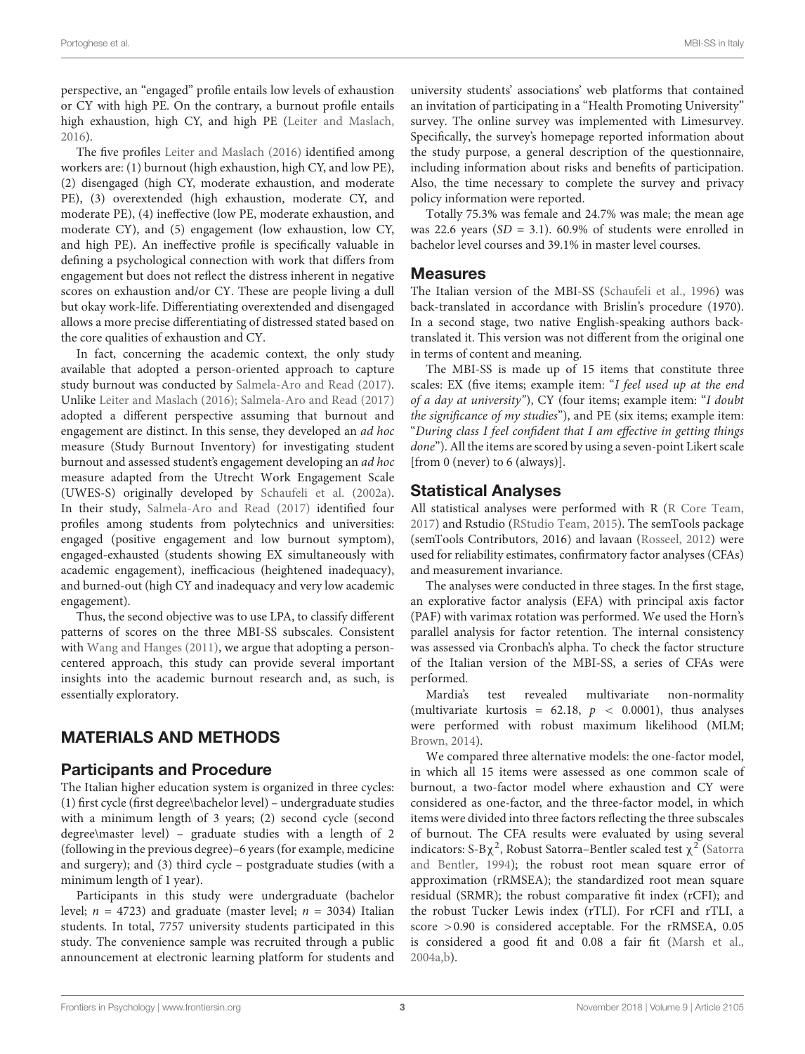perspective, an "engaged" profile entails low levels of exhaustion or CY with high PE. On the contrary, a burnout profile entails high exhaustion, high CY, and high PE (Leiter and Maslach, 2016).

The five profiles Leiter and Maslach (2016) identified among workers are: (1) burnout (high exhaustion, high CY, and low PE), (2) disengaged (high CY, moderate exhaustion, and moderate PE), (3) overextended (high exhaustion, moderate CY, and moderate PE), (4) ineffective (low PE, moderate exhaustion, and moderate CY), and (5) engagement (low exhaustion, low CY, and high PE). An ineffective profile is specifically valuable in defining a psychological connection with work that differs from engagement but does not reflect the distress inherent in negative scores on exhaustion and/or CY. These are people living a dull but okay work-life. Differentiating overextended and disengaged allows a more precise differentiating of distressed stated based on the core qualities of exhaustion and CY.

In fact, concerning the academic context, the only study available that adopted a person-oriented approach to capture study burnout was conducted by Salmela-Aro and Read (2017). Unlike Leiter and Maslach (2016); Salmela-Aro and Read (2017) adopted a different perspective assuming that burnout and engagement are distinct. In this sense, they developed an *ad hoc* measure (Study Burnout Inventory) for investigating student burnout and assessed student's engagement developing an *ad hoc* measure adapted from the Utrecht Work Engagement Scale (UWES-S) originally developed by Schaufeli et al. (2002a). In their study, Salmela-Aro and Read (2017) identified four profiles among students from polytechnics and universities: engaged (positive engagement and low burnout symptom), engaged-exhausted (students showing EX simultaneously with academic engagement), inefficacious (heightened inadequacy), and burned-out (high CY and inadequacy and very low academic engagement).

Thus, the second objective was to use LPA, to classify different patterns of scores on the three MBI-SS subscales. Consistent with Wang and Hanges (2011), we argue that adopting a person-centered approach, this study can provide several important insights into the academic burnout research and, as such, is essentially exploratory.

## MATERIALS AND METHODS

### Participants and Procedure

The Italian higher education system is organized in three cycles: (1) first cycle (first degree\bachelor level) – undergraduate studies with a minimum length of 3 years; (2) second cycle (second degree\master level) – graduate studies with a length of 2 (following in the previous degree)–6 years (for example, medicine and surgery); and (3) third cycle – postgraduate studies (with a minimum length of 1 year).

Participants in this study were undergraduate (bachelor level; $n$ = 4723) and graduate (master level; $n$ = 3034) Italian students. In total, 7757 university students participated in this study. The convenience sample was recruited through a public announcement at electronic learning platform for students and university students' associations' web platforms that contained an invitation of participating in a "Health Promoting University" survey. The online survey was implemented with Limesurvey. Specifically, the survey's homepage reported information about the study purpose, a general description of the questionnaire, including information about risks and benefits of participation. Also, the time necessary to complete the survey and privacy policy information were reported.

Totally 75.3% was female and 24.7% was male; the mean age was 22.6 years ($SD$ = 3.1). 60.9% of students were enrolled in bachelor level courses and 39.1% in master level courses.

### Measures

The Italian version of the MBI-SS (Schaufeli et al., 1996) was back-translated in accordance with Brislin's procedure (1970). In a second stage, two native English-speaking authors back-translated it. This version was not different from the original one in terms of content and meaning.

The MBI-SS is made up of 15 items that constitute three scales: EX (five items; example item: "*I feel used up at the end of a day at university*"), CY (four items; example item: "*I doubt the significance of my studies*"), and PE (six items; example item: "*During class I feel confident that I am effective in getting things done*"). All the items are scored by using a seven-point Likert scale [from 0 (never) to 6 (always)].

### Statistical Analyses

All statistical analyses were performed with R (R Core Team, 2017) and Rstudio (RStudio Team, 2015). The semTools package (semTools Contributors, 2016) and lavaan (Rosseel, 2012) were used for reliability estimates, confirmatory factor analyses (CFAs) and measurement invariance.

The analyses were conducted in three stages. In the first stage, an explorative factor analysis (EFA) with principal axis factor (PAF) with varimax rotation was performed. We used the Horn's parallel analysis for factor retention. The internal consistency was assessed via Cronbach's alpha. To check the factor structure of the Italian version of the MBI-SS, a series of CFAs were performed.

Mardia's test revealed multivariate non-normality (multivariate kurtosis = 62.18, $p$ < 0.0001), thus analyses were performed with robust maximum likelihood (MLM; Brown, 2014).

We compared three alternative models: the one-factor model, in which all 15 items were assessed as one common scale of burnout, a two-factor model where exhaustion and CY were considered as one-factor, and the three-factor model, in which items were divided into three factors reflecting the three subscales of burnout. The CFA results were evaluated by using several indicators: S-B$\chi^2$, Robust Satorra–Bentler scaled test $\chi^2$ (Satorra and Bentler, 1994); the robust root mean square error of approximation (rRMSEA); the standardized root mean square residual (SRMR); the robust comparative fit index (rCFI); and the robust Tucker Lewis index (rTLI). For rCFI and rTLI, a score >0.90 is considered acceptable. For the rRMSEA, 0.05 is considered a good fit and 0.08 a fair fit (Marsh et al., 2004a,b).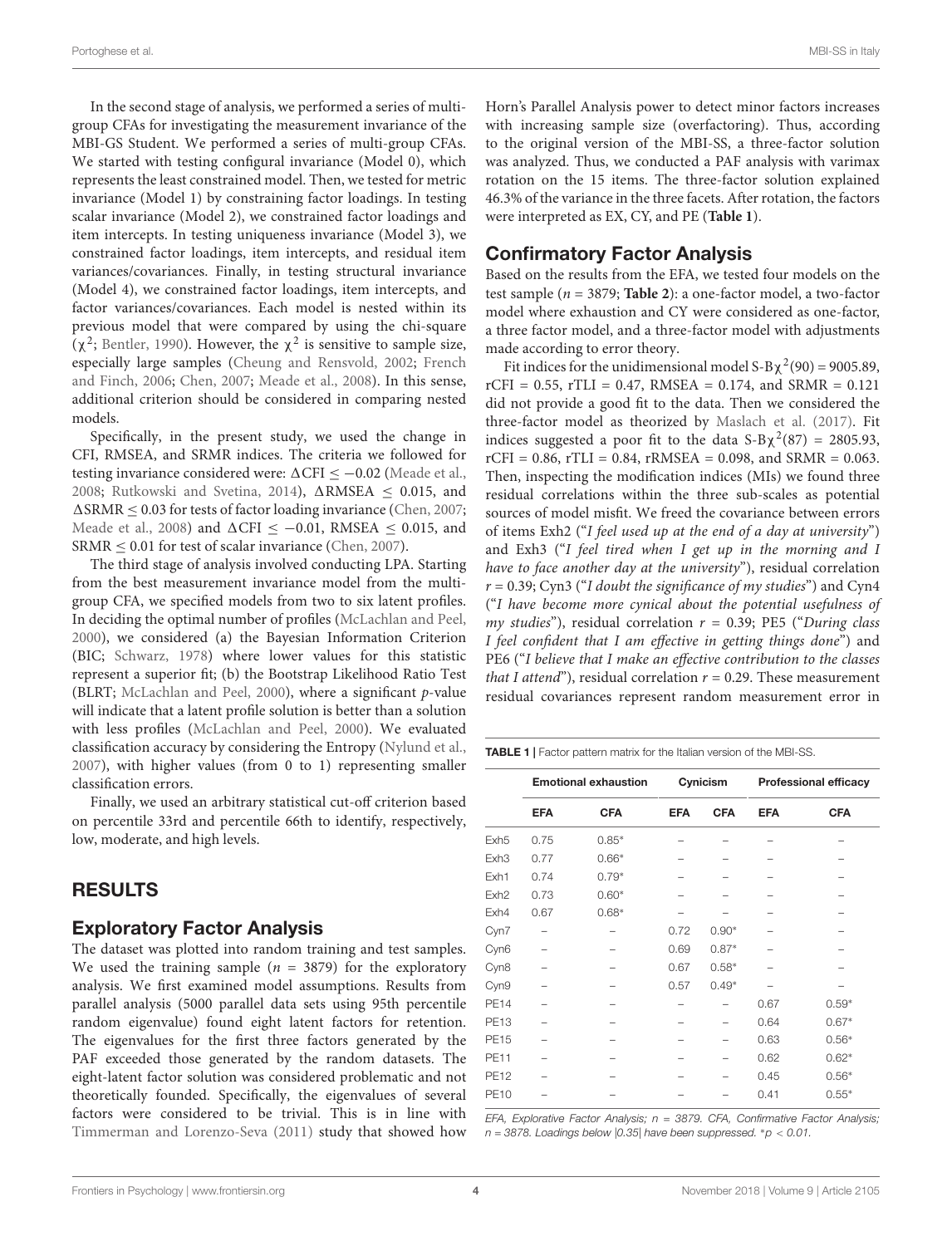In the second stage of analysis, we performed a series of multi-group CFAs for investigating the measurement invariance of the MBI-GS Student. We performed a series of multi-group CFAs. We started with testing configural invariance (Model 0), which represents the least constrained model. Then, we tested for metric invariance (Model 1) by constraining factor loadings. In testing scalar invariance (Model 2), we constrained factor loadings and item intercepts. In testing uniqueness invariance (Model 3), we constrained factor loadings, item intercepts, and residual item variances/covariances. Finally, in testing structural invariance (Model 4), we constrained factor loadings, item intercepts, and factor variances/covariances. Each model is nested within its previous model that were compared by using the chi-square ($\chi^2$; Bentler, 1990). However, the $\chi^2$ is sensitive to sample size, especially large samples (Cheung and Rensvold, 2002; French and Finch, 2006; Chen, 2007; Meade et al., 2008). In this sense, additional criterion should be considered in comparing nested models.

Specifically, in the present study, we used the change in CFI, RMSEA, and SRMR indices. The criteria we followed for testing invariance considered were: $\Delta$CFI $\leq -0.02$ (Meade et al., 2008; Rutkowski and Svetina, 2014), $\Delta$RMSEA $\leq$ 0.015, and $\Delta$SRMR $\leq$ 0.03 for tests of factor loading invariance (Chen, 2007; Meade et al., 2008) and $\Delta$CFI $\leq -0.01$, RMSEA $\leq$ 0.015, and SRMR $\leq$ 0.01 for test of scalar invariance (Chen, 2007).

The third stage of analysis involved conducting LPA. Starting from the best measurement invariance model from the multi-group CFA, we specified models from two to six latent profiles. In deciding the optimal number of profiles (McLachlan and Peel, 2000), we considered (a) the Bayesian Information Criterion (BIC; Schwarz, 1978) where lower values for this statistic represent a superior fit; (b) the Bootstrap Likelihood Ratio Test (BLRT; McLachlan and Peel, 2000), where a significant *p*-value will indicate that a latent profile solution is better than a solution with less profiles (McLachlan and Peel, 2000). We evaluated classification accuracy by considering the Entropy (Nylund et al., 2007), with higher values (from 0 to 1) representing smaller classification errors.

Finally, we used an arbitrary statistical cut-off criterion based on percentile 33rd and percentile 66th to identify, respectively, low, moderate, and high levels.

## RESULTS

### Exploratory Factor Analysis

The dataset was plotted into random training and test samples. We used the training sample ($n$ = 3879) for the exploratory analysis. We first examined model assumptions. Results from parallel analysis (5000 parallel data sets using 95th percentile random eigenvalue) found eight latent factors for retention. The eigenvalues for the first three factors generated by the PAF exceeded those generated by the random datasets. The eight-latent factor solution was considered problematic and not theoretically founded. Specifically, the eigenvalues of several factors were considered to be trivial. This is in line with Timmerman and Lorenzo-Seva (2011) study that showed how Horn's Parallel Analysis power to detect minor factors increases with increasing sample size (overfactoring). Thus, according to the original version of the MBI-SS, a three-factor solution was analyzed. Thus, we conducted a PAF analysis with varimax rotation on the 15 items. The three-factor solution explained 46.3% of the variance in the three facets. After rotation, the factors were interpreted as EX, CY, and PE (**Table 1**).

### Confirmatory Factor Analysis

Based on the results from the EFA, we tested four models on the test sample ($n$ = 3879; **Table 2**): a one-factor model, a two-factor model where exhaustion and CY were considered as one-factor, a three factor model, and a three-factor model with adjustments made according to error theory.

Fit indices for the unidimensional model S-B$\chi^2$(90) = 9005.89, rCFI = 0.55, rTLI = 0.47, RMSEA = 0.174, and SRMR = 0.121 did not provide a good fit to the data. Then we considered the three-factor model as theorized by Maslach et al. (2017). Fit indices suggested a poor fit to the data S-B$\chi^2$(87) = 2805.93, rCFI = 0.86, rTLI = 0.84, rRMSEA = 0.098, and SRMR = 0.063. Then, inspecting the modification indices (MIs) we found three residual correlations within the three sub-scales as potential sources of model misfit. We freed the covariance between errors of items Exh2 ("*I feel used up at the end of a day at university*") and Exh3 ("*I feel tired when I get up in the morning and I have to face another day at the university*"), residual correlation $r$ = 0.39; Cyn3 ("*I doubt the significance of my studies*") and Cyn4 ("*I have become more cynical about the potential usefulness of my studies*"), residual correlation $r$ = 0.39; PE5 ("*During class I feel confident that I am effective in getting things done*") and PE6 ("*I believe that I make an effective contribution to the classes that I attend*"), residual correlation $r$ = 0.29. These measurement residual covariances represent random measurement error in

**TABLE 1** | Factor pattern matrix for the Italian version of the MBI-SS.

| | Emotional exhaustion | | Cynicism | | Professional efficacy | |
|---|---|---|---|---|---|---|
| | **EFA** | **CFA** | **EFA** | **CFA** | **EFA** | **CFA** |
| Exh5 | 0.75 | 0.85* | – | – | – | – |
| Exh3 | 0.77 | 0.66* | – | – | – | – |
| Exh1 | 0.74 | 0.79* | – | – | – | – |
| Exh2 | 0.73 | 0.60* | – | – | – | – |
| Exh4 | 0.67 | 0.68* | – | – | – | – |
| Cyn7 | – | – | 0.72 | 0.90* | – | – |
| Cyn6 | – | – | 0.69 | 0.87* | – | – |
| Cyn8 | – | – | 0.67 | 0.58* | – | – |
| Cyn9 | – | – | 0.57 | 0.49* | – | – |
| PE14 | – | – | – | – | 0.67 | 0.59* |
| PE13 | – | – | – | – | 0.64 | 0.67* |
| PE15 | – | – | – | – | 0.63 | 0.56* |
| PE11 | – | – | – | – | 0.62 | 0.62* |
| PE12 | – | – | – | – | 0.45 | 0.56* |
| PE10 | – | – | – | – | 0.41 | 0.55* |

*EFA, Explorative Factor Analysis; n = 3879. CFA, Confirmative Factor Analysis; n = 3878. Loadings below |0.35| have been suppressed. *p < 0.01.*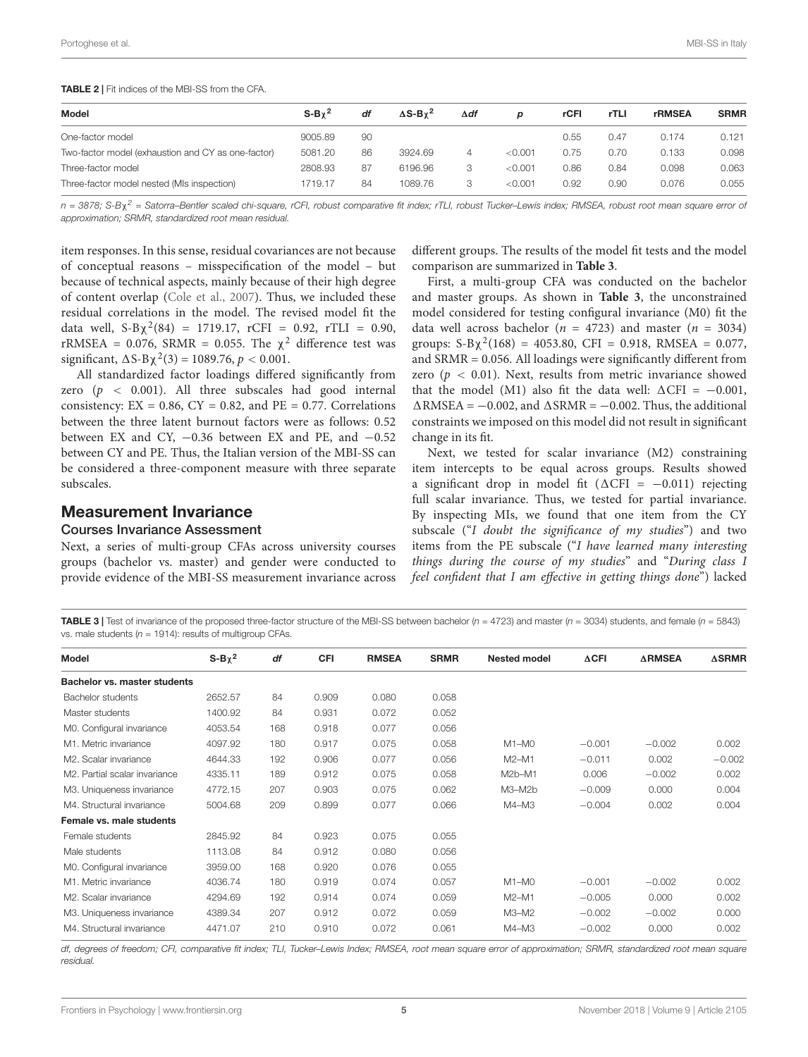**TABLE 2 |** Fit indices of the MBI-SS from the CFA.

| Model | $S\text{-}B\chi^2$ | *df* | $\Delta S\text{-}B\chi^2$ | $\Delta df$ | *p* | rCFI | rTLI | rRMSEA | SRMR |
|---|---|---|---|---|---|---|---|---|---|
| One-factor model | 9005.89 | 90 | | | | 0.55 | 0.47 | 0.174 | 0.121 |
| Two-factor model (exhaustion and CY as one-factor) | 5081.20 | 86 | 3924.69 | 4 | <0.001 | 0.75 | 0.70 | 0.133 | 0.098 |
| Three-factor model | 2808.93 | 87 | 6196.96 | 3 | <0.001 | 0.86 | 0.84 | 0.098 | 0.063 |
| Three-factor model nested (MIs inspection) | 1719.17 | 84 | 1089.76 | 3 | <0.001 | 0.92 | 0.90 | 0.076 | 0.055 |

*$n$ = 3878; $S\text{-}B\chi^2$ = Satorra–Bentler scaled chi-square, rCFI, robust comparative fit index; rTLI, robust Tucker–Lewis index; RMSEA, robust root mean square error of approximation; SRMR, standardized root mean residual.*

item responses. In this sense, residual covariances are not because of conceptual reasons – misspecification of the model – but because of technical aspects, mainly because of their high degree of content overlap (Cole et al., 2007). Thus, we included these residual correlations in the model. The revised model fit the data well, $S\text{-}B\chi^2(84)$ = 1719.17, rCFI = 0.92, rTLI = 0.90, rRMSEA = 0.076, SRMR = 0.055. The $\chi^2$ difference test was significant, $\Delta S\text{-}B\chi^2(3) = 1089.76$, $p < 0.001$.

All standardized factor loadings differed significantly from zero ($p < 0.001$). All three subscales had good internal consistency: EX = 0.86, CY = 0.82, and PE = 0.77. Correlations between the three latent burnout factors were as follows: 0.52 between EX and CY, −0.36 between EX and PE, and −0.52 between CY and PE. Thus, the Italian version of the MBI-SS can be considered a three-component measure with three separate subscales.

## Measurement Invariance

### Courses Invariance Assessment

Next, a series of multi-group CFAs across university courses groups (bachelor vs. master) and gender were conducted to provide evidence of the MBI-SS measurement invariance across different groups. The results of the model fit tests and the model comparison are summarized in **Table 3**.

First, a multi-group CFA was conducted on the bachelor and master groups. As shown in **Table 3**, the unconstrained model considered for testing configural invariance (M0) fit the data well across bachelor ($n$ = 4723) and master ($n$ = 3034) groups: $S\text{-}B\chi^2(168)$ = 4053.80, CFI = 0.918, RMSEA = 0.077, and SRMR = 0.056. All loadings were significantly different from zero ($p < 0.01$). Next, results from metric invariance showed that the model (M1) also fit the data well: $\Delta$CFI = −0.001, $\Delta$RMSEA = −0.002, and $\Delta$SRMR = −0.002. Thus, the additional constraints we imposed on this model did not result in significant change in its fit.

Next, we tested for scalar invariance (M2) constraining item intercepts to be equal across groups. Results showed a significant drop in model fit ($\Delta$CFI = −0.011) rejecting full scalar invariance. Thus, we tested for partial invariance. By inspecting MIs, we found that one item from the CY subscale ("*I doubt the significance of my studies*") and two items from the PE subscale ("*I have learned many interesting things during the course of my studies*" and "*During class I feel confident that I am effective in getting things done*") lacked

**TABLE 3 |** Test of invariance of the proposed three-factor structure of the MBI-SS between bachelor ($n$ = 4723) and master ($n$ = 3034) students, and female ($n$ = 5843) vs. male students ($n$ = 1914): results of multigroup CFAs.

| Model | $S\text{-}B\chi^2$ | *df* | CFI | RMSEA | SRMR | Nested model | $\Delta$CFI | $\Delta$RMSEA | $\Delta$SRMR |
|---|---|---|---|---|---|---|---|---|---|
| **Bachelor vs. master students** | | | | | | | | | |
| Bachelor students | 2652.57 | 84 | 0.909 | 0.080 | 0.058 | | | | |
| Master students | 1400.92 | 84 | 0.931 | 0.072 | 0.052 | | | | |
| M0. Configural invariance | 4053.54 | 168 | 0.918 | 0.077 | 0.056 | | | | |
| M1. Metric invariance | 4097.92 | 180 | 0.917 | 0.075 | 0.058 | M1–M0 | −0.001 | −0.002 | 0.002 |
| M2. Scalar invariance | 4644.33 | 192 | 0.906 | 0.077 | 0.056 | M2–M1 | −0.011 | 0.002 | −0.002 |
| M2. Partial scalar invariance | 4335.11 | 189 | 0.912 | 0.075 | 0.058 | M2b–M1 | 0.006 | −0.002 | 0.002 |
| M3. Uniqueness invariance | 4772.15 | 207 | 0.903 | 0.075 | 0.062 | M3–M2b | −0.009 | 0.000 | 0.004 |
| M4. Structural invariance | 5004.68 | 209 | 0.899 | 0.077 | 0.066 | M4–M3 | −0.004 | 0.002 | 0.004 |
| **Female vs. male students** | | | | | | | | | |
| Female students | 2845.92 | 84 | 0.923 | 0.075 | 0.055 | | | | |
| Male students | 1113.08 | 84 | 0.912 | 0.080 | 0.056 | | | | |
| M0. Configural invariance | 3959.00 | 168 | 0.920 | 0.076 | 0.055 | | | | |
| M1. Metric invariance | 4036.74 | 180 | 0.919 | 0.074 | 0.057 | M1–M0 | −0.001 | −0.002 | 0.002 |
| M2. Scalar invariance | 4294.69 | 192 | 0.914 | 0.074 | 0.059 | M2–M1 | −0.005 | 0.000 | 0.002 |
| M3. Uniqueness invariance | 4389.34 | 207 | 0.912 | 0.072 | 0.059 | M3–M2 | −0.002 | −0.002 | 0.000 |
| M4. Structural invariance | 4471.07 | 210 | 0.910 | 0.072 | 0.061 | M4–M3 | −0.002 | 0.000 | 0.002 |

*df, degrees of freedom; CFI, comparative fit index; TLI, Tucker–Lewis Index; RMSEA, root mean square error of approximation; SRMR, standardized root mean square residual.*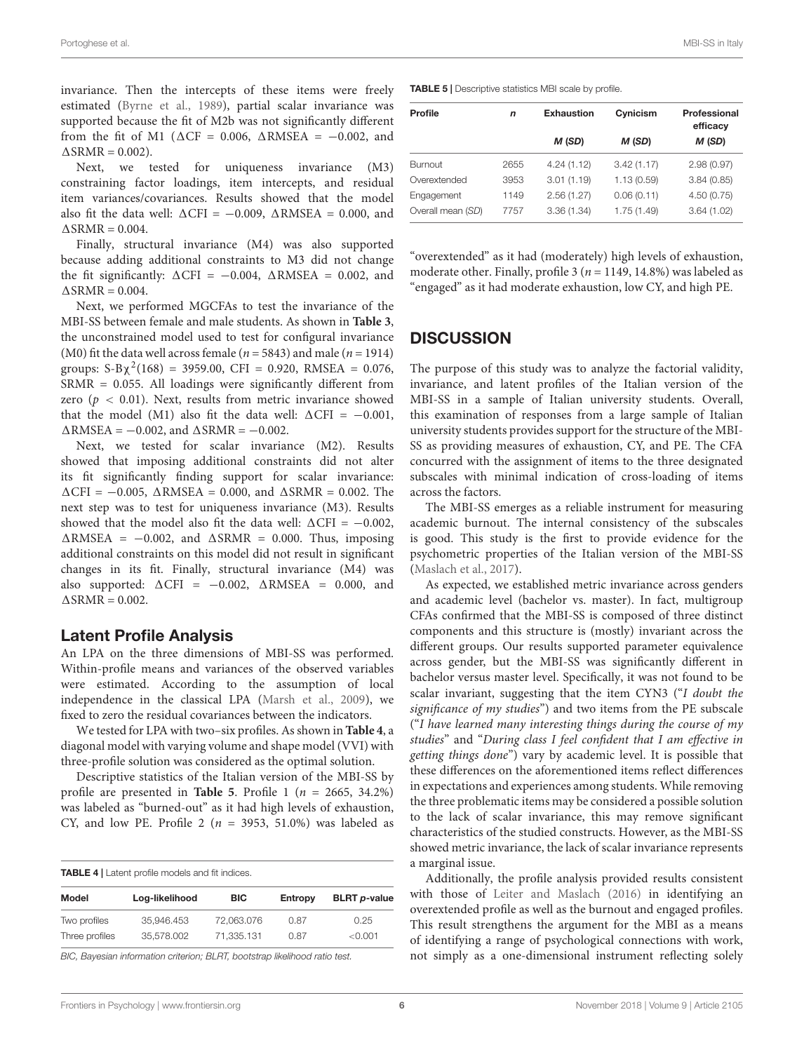invariance. Then the intercepts of these items were freely estimated (Byrne et al., 1989), partial scalar invariance was supported because the fit of M2b was not significantly different from the fit of M1 ($\Delta$CF = 0.006, $\Delta$RMSEA = −0.002, and $\Delta$SRMR = 0.002).

Next, we tested for uniqueness invariance (M3) constraining factor loadings, item intercepts, and residual item variances/covariances. Results showed that the model also fit the data well: $\Delta$CFI = −0.009, $\Delta$RMSEA = 0.000, and $\Delta$SRMR = 0.004.

Finally, structural invariance (M4) was also supported because adding additional constraints to M3 did not change the fit significantly: $\Delta$CFI = −0.004, $\Delta$RMSEA = 0.002, and $\Delta$SRMR = 0.004.

Next, we performed MGCFAs to test the invariance of the MBI-SS between female and male students. As shown in **Table 3**, the unconstrained model used to test for configural invariance (M0) fit the data well across female ($n$ = 5843) and male ($n$ = 1914) groups: S-B$\chi^2$(168) = 3959.00, CFI = 0.920, RMSEA = 0.076, SRMR = 0.055. All loadings were significantly different from zero ($p$ < 0.01). Next, results from metric invariance showed that the model (M1) also fit the data well: $\Delta$CFI = −0.001, $\Delta$RMSEA = −0.002, and $\Delta$SRMR = −0.002.

Next, we tested for scalar invariance (M2). Results showed that imposing additional constraints did not alter its fit significantly finding support for scalar invariance: $\Delta$CFI = −0.005, $\Delta$RMSEA = 0.000, and $\Delta$SRMR = 0.002. The next step was to test for uniqueness invariance (M3). Results showed that the model also fit the data well: $\Delta$CFI = −0.002, $\Delta$RMSEA = −0.002, and $\Delta$SRMR = 0.000. Thus, imposing additional constraints on this model did not result in significant changes in its fit. Finally, structural invariance (M4) was also supported: $\Delta$CFI = −0.002, $\Delta$RMSEA = 0.000, and $\Delta$SRMR = 0.002.

## Latent Profile Analysis

An LPA on the three dimensions of MBI-SS was performed. Within-profile means and variances of the observed variables were estimated. According to the assumption of local independence in the classical LPA (Marsh et al., 2009), we fixed to zero the residual covariances between the indicators.

We tested for LPA with two–six profiles. As shown in **Table 4**, a diagonal model with varying volume and shape model (VVI) with three-profile solution was considered as the optimal solution.

Descriptive statistics of the Italian version of the MBI-SS by profile are presented in **Table 5**. Profile 1 ($n$ = 2665, 34.2%) was labeled as "burned-out" as it had high levels of exhaustion, CY, and low PE. Profile 2 ($n$ = 3953, 51.0%) was labeled as "overextended" as it had (moderately) high levels of exhaustion, moderate other. Finally, profile 3 ($n$ = 1149, 14.8%) was labeled as "engaged" as it had moderate exhaustion, low CY, and high PE.

**TABLE 4** | Latent profile models and fit indices.

| Model | Log-likelihood | BIC | Entropy | BLRT $p$-value |
|---|---|---|---|---|
| Two profiles | 35,946.453 | 72,063.076 | 0.87 | 0.25 |
| Three profiles | 35,578.002 | 71,335.131 | 0.87 | <0.001 |

BIC, Bayesian information criterion; BLRT, bootstrap likelihood ratio test.

**TABLE 5** | Descriptive statistics MBI scale by profile.

| Profile | $n$ | Exhaustion | Cynicism | Professional efficacy |
|---|---|---|---|---|
| | | $M$ ($SD$) | $M$ ($SD$) | $M$ ($SD$) |
| Burnout | 2655 | 4.24 (1.12) | 3.42 (1.17) | 2.98 (0.97) |
| Overextended | 3953 | 3.01 (1.19) | 1.13 (0.59) | 3.84 (0.85) |
| Engagement | 1149 | 2.56 (1.27) | 0.06 (0.11) | 4.50 (0.75) |
| Overall mean ($SD$) | 7757 | 3.36 (1.34) | 1.75 (1.49) | 3.64 (1.02) |

## DISCUSSION

The purpose of this study was to analyze the factorial validity, invariance, and latent profiles of the Italian version of the MBI-SS in a sample of Italian university students. Overall, this examination of responses from a large sample of Italian university students provides support for the structure of the MBI-SS as providing measures of exhaustion, CY, and PE. The CFA concurred with the assignment of items to the three designated subscales with minimal indication of cross-loading of items across the factors.

The MBI-SS emerges as a reliable instrument for measuring academic burnout. The internal consistency of the subscales is good. This study is the first to provide evidence for the psychometric properties of the Italian version of the MBI-SS (Maslach et al., 2017).

As expected, we established metric invariance across genders and academic level (bachelor vs. master). In fact, multigroup CFAs confirmed that the MBI-SS is composed of three distinct components and this structure is (mostly) invariant across the different groups. Our results supported parameter equivalence across gender, but the MBI-SS was significantly different in bachelor versus master level. Specifically, it was not found to be scalar invariant, suggesting that the item CYN3 ("*I doubt the significance of my studies*") and two items from the PE subscale ("*I have learned many interesting things during the course of my studies*" and "*During class I feel confident that I am effective in getting things done*") vary by academic level. It is possible that these differences on the aforementioned items reflect differences in expectations and experiences among students. While removing the three problematic items may be considered a possible solution to the lack of scalar invariance, this may remove significant characteristics of the studied constructs. However, as the MBI-SS showed metric invariance, the lack of scalar invariance represents a marginal issue.

Additionally, the profile analysis provided results consistent with those of Leiter and Maslach (2016) in identifying an overextended profile as well as the burnout and engaged profiles. This result strengthens the argument for the MBI as a means of identifying a range of psychological connections with work, not simply as a one-dimensional instrument reflecting solely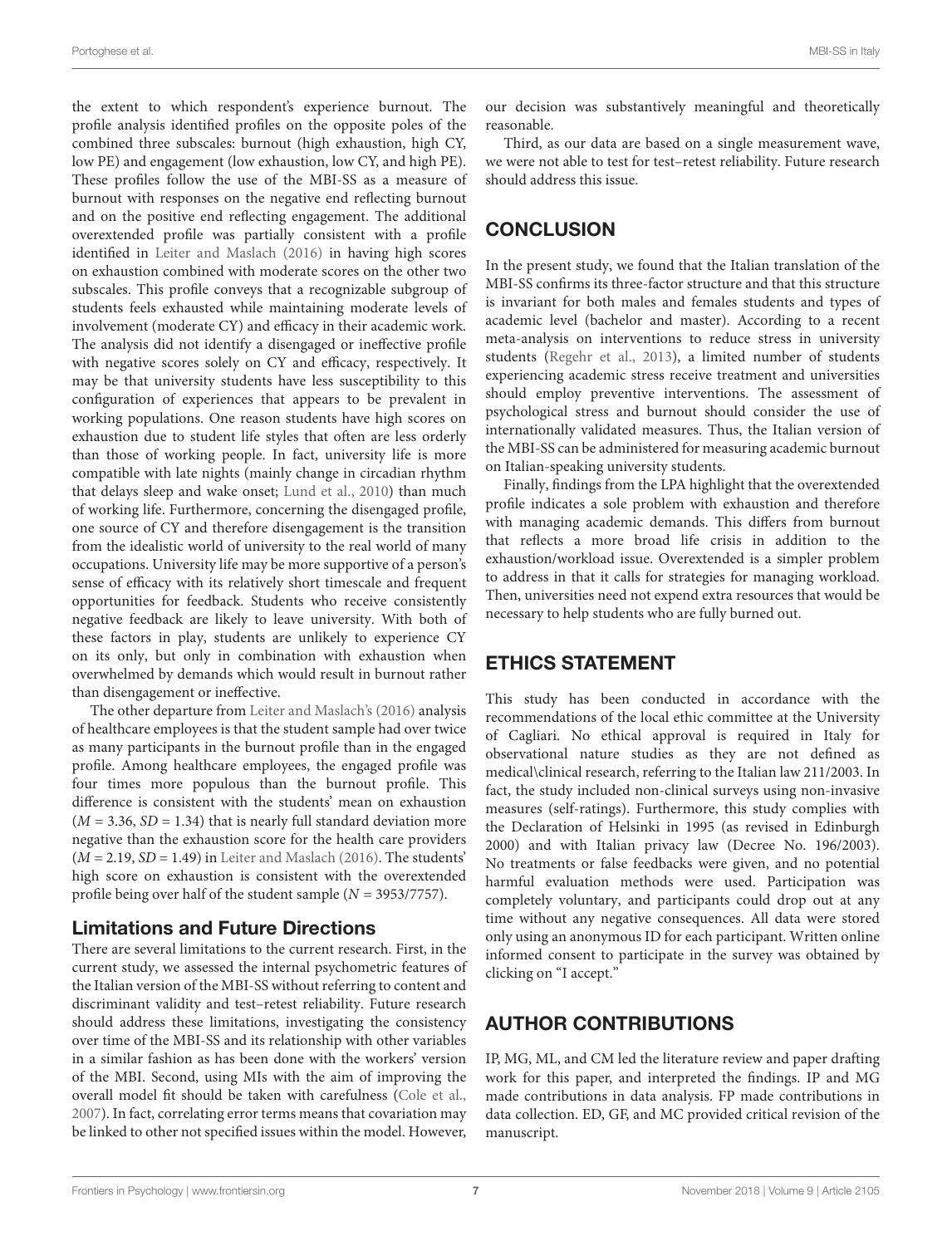the extent to which respondent's experience burnout. The profile analysis identified profiles on the opposite poles of the combined three subscales: burnout (high exhaustion, high CY, low PE) and engagement (low exhaustion, low CY, and high PE). These profiles follow the use of the MBI-SS as a measure of burnout with responses on the negative end reflecting burnout and on the positive end reflecting engagement. The additional overextended profile was partially consistent with a profile identified in Leiter and Maslach (2016) in having high scores on exhaustion combined with moderate scores on the other two subscales. This profile conveys that a recognizable subgroup of students feels exhausted while maintaining moderate levels of involvement (moderate CY) and efficacy in their academic work. The analysis did not identify a disengaged or ineffective profile with negative scores solely on CY and efficacy, respectively. It may be that university students have less susceptibility to this configuration of experiences that appears to be prevalent in working populations. One reason students have high scores on exhaustion due to student life styles that often are less orderly than those of working people. In fact, university life is more compatible with late nights (mainly change in circadian rhythm that delays sleep and wake onset; Lund et al., 2010) than much of working life. Furthermore, concerning the disengaged profile, one source of CY and therefore disengagement is the transition from the idealistic world of university to the real world of many occupations. University life may be more supportive of a person's sense of efficacy with its relatively short timescale and frequent opportunities for feedback. Students who receive consistently negative feedback are likely to leave university. With both of these factors in play, students are unlikely to experience CY on its only, but only in combination with exhaustion when overwhelmed by demands which would result in burnout rather than disengagement or ineffective.

The other departure from Leiter and Maslach's (2016) analysis of healthcare employees is that the student sample had over twice as many participants in the burnout profile than in the engaged profile. Among healthcare employees, the engaged profile was four times more populous than the burnout profile. This difference is consistent with the students' mean on exhaustion ($M = 3.36$, $SD = 1.34$) that is nearly full standard deviation more negative than the exhaustion score for the health care providers ($M = 2.19$, $SD = 1.49$) in Leiter and Maslach (2016). The students' high score on exhaustion is consistent with the overextended profile being over half of the student sample ($N = 3953/7757$).

## Limitations and Future Directions

There are several limitations to the current research. First, in the current study, we assessed the internal psychometric features of the Italian version of the MBI-SS without referring to content and discriminant validity and test–retest reliability. Future research should address these limitations, investigating the consistency over time of the MBI-SS and its relationship with other variables in a similar fashion as has been done with the workers' version of the MBI. Second, using MIs with the aim of improving the overall model fit should be taken with carefulness (Cole et al., 2007). In fact, correlating error terms means that covariation may be linked to other not specified issues within the model. However, our decision was substantively meaningful and theoretically reasonable.

Third, as our data are based on a single measurement wave, we were not able to test for test–retest reliability. Future research should address this issue.

# CONCLUSION

In the present study, we found that the Italian translation of the MBI-SS confirms its three-factor structure and that this structure is invariant for both males and females students and types of academic level (bachelor and master). According to a recent meta-analysis on interventions to reduce stress in university students (Regehr et al., 2013), a limited number of students experiencing academic stress receive treatment and universities should employ preventive interventions. The assessment of psychological stress and burnout should consider the use of internationally validated measures. Thus, the Italian version of the MBI-SS can be administered for measuring academic burnout on Italian-speaking university students.

Finally, findings from the LPA highlight that the overextended profile indicates a sole problem with exhaustion and therefore with managing academic demands. This differs from burnout that reflects a more broad life crisis in addition to the exhaustion/workload issue. Overextended is a simpler problem to address in that it calls for strategies for managing workload. Then, universities need not expend extra resources that would be necessary to help students who are fully burned out.

# ETHICS STATEMENT

This study has been conducted in accordance with the recommendations of the local ethic committee at the University of Cagliari. No ethical approval is required in Italy for observational nature studies as they are not defined as medical\clinical research, referring to the Italian law 211/2003. In fact, the study included non-clinical surveys using non-invasive measures (self-ratings). Furthermore, this study complies with the Declaration of Helsinki in 1995 (as revised in Edinburgh 2000) and with Italian privacy law (Decree No. 196/2003). No treatments or false feedbacks were given, and no potential harmful evaluation methods were used. Participation was completely voluntary, and participants could drop out at any time without any negative consequences. All data were stored only using an anonymous ID for each participant. Written online informed consent to participate in the survey was obtained by clicking on "I accept."

# AUTHOR CONTRIBUTIONS

IP, MG, ML, and CM led the literature review and paper drafting work for this paper, and interpreted the findings. IP and MG made contributions in data analysis. FP made contributions in data collection. ED, GF, and MC provided critical revision of the manuscript.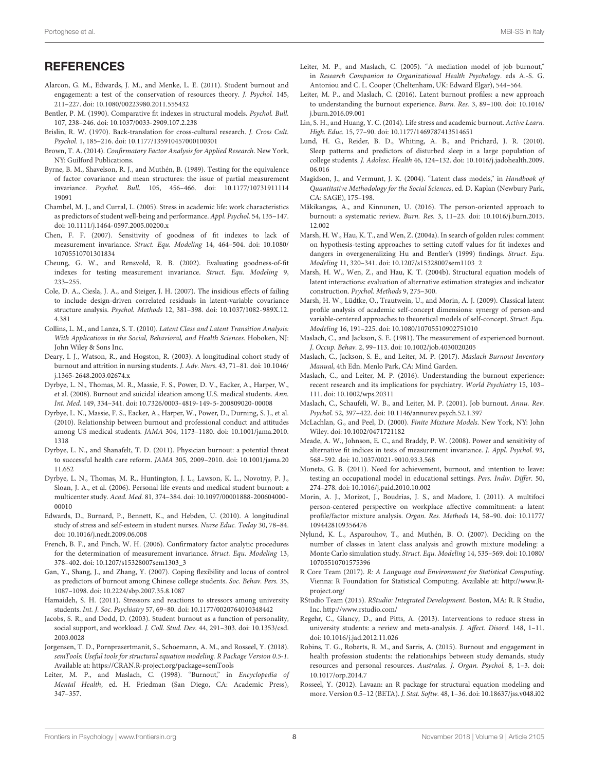## REFERENCES

Alarcon, G. M., Edwards, J. M., and Menke, L. E. (2011). Student burnout and engagement: a test of the conservation of resources theory. *J. Psychol.* 145, 211–227. doi: 10.1080/00223980.2011.555432

Bentler, P. M. (1990). Comparative fit indexes in structural models. *Psychol. Bull.* 107, 238–246. doi: 10.1037/0033-2909.107.2.238

Brislin, R. W. (1970). Back-translation for cross-cultural research. *J. Cross Cult. Psychol.* 1, 185–216. doi: 10.1177/135910457000100301

Brown, T. A. (2014). *Confirmatory Factor Analysis for Applied Research*. New York, NY: Guilford Publications.

Byrne, B. M., Shavelson, R. J., and Muthén, B. (1989). Testing for the equivalence of factor covariance and mean structures: the issue of partial measurement invariance. *Psychol. Bull.* 105, 456–466. doi: 10.1177/1073191111419091

Chambel, M. J., and Curral, L. (2005). Stress in academic life: work characteristics as predictors of student well-being and performance. *Appl. Psychol.* 54, 135–147. doi: 10.1111/j.1464-0597.2005.00200.x

Chen, F. F. (2007). Sensitivity of goodness of fit indexes to lack of measurement invariance. *Struct. Equ. Modeling* 14, 464–504. doi: 10.1080/10705510701301834

Cheung, G. W., and Rensvold, R. B. (2002). Evaluating goodness-of-fit indexes for testing measurement invariance. *Struct. Equ. Modeling* 9, 233–255.

Cole, D. A., Ciesla, J. A., and Steiger, J. H. (2007). The insidious effects of failing to include design-driven correlated residuals in latent-variable covariance structure analysis. *Psychol. Methods* 12, 381–398. doi: 10.1037/1082-989X.12.4.381

Collins, L. M., and Lanza, S. T. (2010). *Latent Class and Latent Transition Analysis: With Applications in the Social, Behavioral, and Health Sciences*. Hoboken, NJ: John Wiley & Sons Inc.

Deary, I. J., Watson, R., and Hogston, R. (2003). A longitudinal cohort study of burnout and attrition in nursing students. *J. Adv. Nurs.* 43, 71–81. doi: 10.1046/j.1365-2648.2003.02674.x

Dyrbye, L. N., Thomas, M. R., Massie, F. S., Power, D. V., Eacker, A., Harper, W., et al. (2008). Burnout and suicidal ideation among U.S. medical students. *Ann. Int. Med.* 149, 334–341. doi: 10.7326/0003-4819-149-5-200809020-00008

Dyrbye, L. N., Massie, F. S., Eacker, A., Harper, W., Power, D., Durning, S. J., et al. (2010). Relationship between burnout and professional conduct and attitudes among US medical students. *JAMA* 304, 1173–1180. doi: 10.1001/jama.2010.1318

Dyrbye, L. N., and Shanafelt, T. D. (2011). Physician burnout: a potential threat to successful health care reform. *JAMA* 305, 2009–2010. doi: 10.1001/jama.2011.652

Dyrbye, L. N., Thomas, M. R., Huntington, J. L., Lawson, K. L., Novotny, P. J., Sloan, J. A., et al. (2006). Personal life events and medical student burnout: a multicenter study. *Acad. Med.* 81, 374–384. doi: 10.1097/00001888-200604000-00010

Edwards, D., Burnard, P., Bennett, K., and Hebden, U. (2010). A longitudinal study of stress and self-esteem in student nurses. *Nurse Educ. Today* 30, 78–84. doi: 10.1016/j.nedt.2009.06.008

French, B. F., and Finch, W. H. (2006). Confirmatory factor analytic procedures for the determination of measurement invariance. *Struct. Equ. Modeling* 13, 378–402. doi: 10.1207/s15328007sem1303_3

Gan, Y., Shang, J., and Zhang, Y. (2007). Coping flexibility and locus of control as predictors of burnout among Chinese college students. *Soc. Behav. Pers.* 35, 1087–1098. doi: 10.2224/sbp.2007.35.8.1087

Hamaideh, S. H. (2011). Stressors and reactions to stressors among university students. *Int. J. Soc. Psychiatry* 57, 69–80. doi: 10.1177/0020764010348442

Jacobs, S. R., and Dodd, D. (2003). Student burnout as a function of personality, social support, and workload. *J. Coll. Stud. Dev.* 44, 291–303. doi: 10.1353/csd.2003.0028

Jorgensen, T. D., Pornprasertmanit, S., Schoemann, A. M., and Rosseel, Y. (2018). *semTools: Useful tools for structural equation modeling. R Package Version 0.5-1*. Available at: https://CRAN.R-project.org/package=semTools

Leiter, M. P., and Maslach, C. (1998). "Burnout," in *Encyclopedia of Mental Health*, ed. H. Friedman (San Diego, CA: Academic Press), 347–357.

Leiter, M. P., and Maslach, C. (2005). "A mediation model of job burnout," in *Research Companion to Organizational Health Psychology*. eds A.-S. G. Antoniou and C. L. Cooper (Cheltenham, UK: Edward Elgar), 544–564.

Leiter, M. P., and Maslach, C. (2016). Latent burnout profiles: a new approach to understanding the burnout experience. *Burn. Res.* 3, 89–100. doi: 10.1016/j.burn.2016.09.001

Lin, S. H., and Huang, Y. C. (2014). Life stress and academic burnout. *Active Learn. High. Educ.* 15, 77–90. doi: 10.1177/1469787413514651

Lund, H. G., Reider, B. D., Whiting, A. B., and Prichard, J. R. (2010). Sleep patterns and predictors of disturbed sleep in a large population of college students. *J. Adolesc. Health* 46, 124–132. doi: 10.1016/j.jadohealth.2009.06.016

Magidson, J., and Vermunt, J. K. (2004). "Latent class models," in *Handbook of Quantitative Methodology for the Social Sciences*, ed. D. Kaplan (Newbury Park, CA: SAGE), 175–198.

Mäkikangas, A., and Kinnunen, U. (2016). The person-oriented approach to burnout: a systematic review. *Burn. Res.* 3, 11–23. doi: 10.1016/j.burn.2015.12.002

Marsh, H. W., Hau, K. T., and Wen, Z. (2004a). In search of golden rules: comment on hypothesis-testing approaches to setting cutoff values for fit indexes and dangers in overgeneralizing Hu and Bentler's (1999) findings. *Struct. Equ. Modeling* 11, 320–341. doi: 10.1207/s15328007sem1103_2

Marsh, H. W., Wen, Z., and Hau, K. T. (2004b). Structural equation models of latent interactions: evaluation of alternative estimation strategies and indicator construction. *Psychol. Methods* 9, 275–300.

Marsh, H. W., Lüdtke, O., Trautwein, U., and Morin, A. J. (2009). Classical latent profile analysis of academic self-concept dimensions: synergy of person-and variable-centered approaches to theoretical models of self-concept. *Struct. Equ. Modeling* 16, 191–225. doi: 10.1080/10705510902751010

Maslach, C., and Jackson, S. E. (1981). The measurement of experienced burnout. *J. Occup. Behav.* 2, 99–113. doi: 10.1002/job.4030020205

Maslach, C., Jackson, S. E., and Leiter, M. P. (2017). *Maslach Burnout Inventory Manual*, 4th Edn. Menlo Park, CA: Mind Garden.

Maslach, C., and Leiter, M. P. (2016). Understanding the burnout experience: recent research and its implications for psychiatry. *World Psychiatry* 15, 103–111. doi: 10.1002/wps.20311

Maslach, C., Schaufeli, W. B., and Leiter, M. P. (2001). Job burnout. *Annu. Rev. Psychol.* 52, 397–422. doi: 10.1146/annurev.psych.52.1.397

McLachlan, G., and Peel, D. (2000). *Finite Mixture Models*. New York, NY: John Wiley. doi: 10.1002/0471721182

Meade, A. W., Johnson, E. C., and Braddy, P. W. (2008). Power and sensitivity of alternative fit indices in tests of measurement invariance. *J. Appl. Psychol.* 93, 568–592. doi: 10.1037/0021-9010.93.3.568

Moneta, G. B. (2011). Need for achievement, burnout, and intention to leave: testing an occupational model in educational settings. *Pers. Indiv. Differ.* 50, 274–278. doi: 10.1016/j.paid.2010.10.002

Morin, A. J., Morizot, J., Boudrias, J. S., and Madore, I. (2011). A multifoci person-centered perspective on workplace affective commitment: a latent profile/factor mixture analysis. *Organ. Res. Methods* 14, 58–90. doi: 10.1177/1094428109356476

Nylund, K. L., Asparouhov, T., and Muthén, B. O. (2007). Deciding on the number of classes in latent class analysis and growth mixture modeling: a Monte Carlo simulation study. *Struct. Equ. Modeling* 14, 535–569. doi: 10.1080/10705510701575396

R Core Team (2017). *R: A Language and Environment for Statistical Computing*. Vienna: R Foundation for Statistical Computing. Available at: http://www.R-project.org/

RStudio Team (2015). *RStudio: Integrated Development*. Boston, MA: R. R Studio, Inc. http://www.rstudio.com/

Regehr, C., Glancy, D., and Pitts, A. (2013). Interventions to reduce stress in university students: a review and meta-analysis. *J. Affect. Disord.* 148, 1–11. doi: 10.1016/j.jad.2012.11.026

Robins, T. G., Roberts, R. M., and Sarris, A. (2015). Burnout and engagement in health profession students: the relationships between study demands, study resources and personal resources. *Australas. J. Organ. Psychol.* 8, 1–3. doi: 10.1017/orp.2014.7

Rosseel, Y. (2012). Lavaan: an R package for structural equation modeling and more. Version 0.5–12 (BETA). *J. Stat. Softw.* 48, 1–36. doi: 10.18637/jss.v048.i02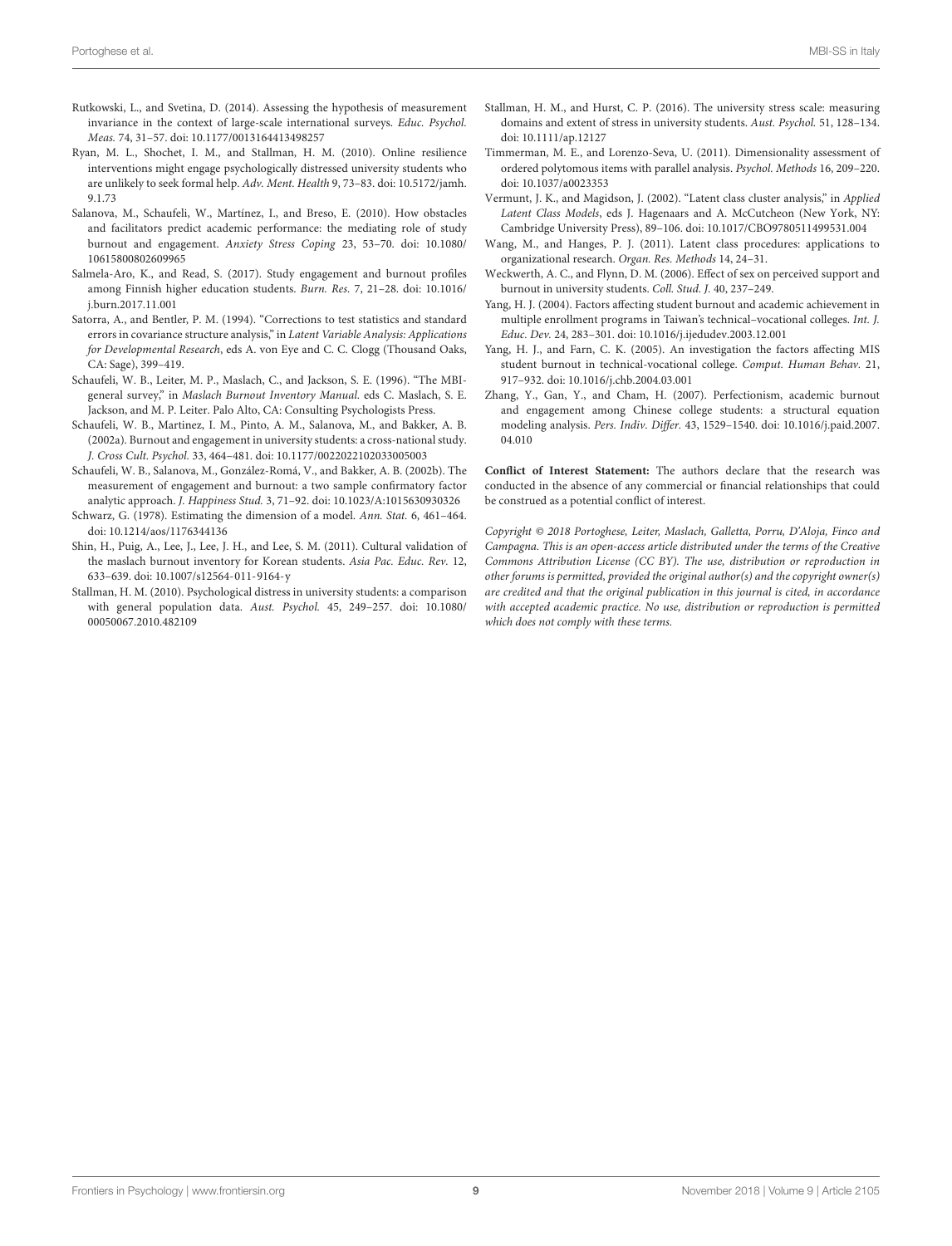Rutkowski, L., and Svetina, D. (2014). Assessing the hypothesis of measurement invariance in the context of large-scale international surveys. *Educ. Psychol. Meas.* 74, 31–57. doi: 10.1177/0013164413498257

Ryan, M. L., Shochet, I. M., and Stallman, H. M. (2010). Online resilience interventions might engage psychologically distressed university students who are unlikely to seek formal help. *Adv. Ment. Health* 9, 73–83. doi: 10.5172/jamh.9.1.73

Salanova, M., Schaufeli, W., Martínez, I., and Breso, E. (2010). How obstacles and facilitators predict academic performance: the mediating role of study burnout and engagement. *Anxiety Stress Coping* 23, 53–70. doi: 10.1080/10615800802609965

Salmela-Aro, K., and Read, S. (2017). Study engagement and burnout profiles among Finnish higher education students. *Burn. Res.* 7, 21–28. doi: 10.1016/j.burn.2017.11.001

Satorra, A., and Bentler, P. M. (1994). "Corrections to test statistics and standard errors in covariance structure analysis," in *Latent Variable Analysis: Applications for Developmental Research*, eds A. von Eye and C. C. Clogg (Thousand Oaks, CA: Sage), 399–419.

Schaufeli, W. B., Leiter, M. P., Maslach, C., and Jackson, S. E. (1996). "The MBI-general survey," in *Maslach Burnout Inventory Manual*. eds C. Maslach, S. E. Jackson, and M. P. Leiter. Palo Alto, CA: Consulting Psychologists Press.

Schaufeli, W. B., Martinez, I. M., Pinto, A. M., Salanova, M., and Bakker, A. B. (2002a). Burnout and engagement in university students: a cross-national study. *J. Cross Cult. Psychol.* 33, 464–481. doi: 10.1177/0022022102033005003

Schaufeli, W. B., Salanova, M., González-Romá, V., and Bakker, A. B. (2002b). The measurement of engagement and burnout: a two sample confirmatory factor analytic approach. *J. Happiness Stud.* 3, 71–92. doi: 10.1023/A:1015630930326

Schwarz, G. (1978). Estimating the dimension of a model. *Ann. Stat.* 6, 461–464. doi: 10.1214/aos/1176344136

Shin, H., Puig, A., Lee, J., Lee, J. H., and Lee, S. M. (2011). Cultural validation of the maslach burnout inventory for Korean students. *Asia Pac. Educ. Rev.* 12, 633–639. doi: 10.1007/s12564-011-9164-y

Stallman, H. M. (2010). Psychological distress in university students: a comparison with general population data. *Aust. Psychol.* 45, 249–257. doi: 10.1080/00050067.2010.482109

Stallman, H. M., and Hurst, C. P. (2016). The university stress scale: measuring domains and extent of stress in university students. *Aust. Psychol.* 51, 128–134. doi: 10.1111/ap.12127

Timmerman, M. E., and Lorenzo-Seva, U. (2011). Dimensionality assessment of ordered polytomous items with parallel analysis. *Psychol. Methods* 16, 209–220. doi: 10.1037/a0023353

Vermunt, J. K., and Magidson, J. (2002). "Latent class cluster analysis," in *Applied Latent Class Models*, eds J. Hagenaars and A. McCutcheon (New York, NY: Cambridge University Press), 89–106. doi: 10.1017/CBO9780511499531.004

Wang, M., and Hanges, P. J. (2011). Latent class procedures: applications to organizational research. *Organ. Res. Methods* 14, 24–31.

Weckwerth, A. C., and Flynn, D. M. (2006). Effect of sex on perceived support and burnout in university students. *Coll. Stud. J.* 40, 237–249.

Yang, H. J. (2004). Factors affecting student burnout and academic achievement in multiple enrollment programs in Taiwan's technical–vocational colleges. *Int. J. Educ. Dev.* 24, 283–301. doi: 10.1016/j.ijedudev.2003.12.001

Yang, H. J., and Farn, C. K. (2005). An investigation the factors affecting MIS student burnout in technical-vocational college. *Comput. Human Behav.* 21, 917–932. doi: 10.1016/j.chb.2004.03.001

Zhang, Y., Gan, Y., and Cham, H. (2007). Perfectionism, academic burnout and engagement among Chinese college students: a structural equation modeling analysis. *Pers. Indiv. Differ.* 43, 1529–1540. doi: 10.1016/j.paid.2007.04.010

**Conflict of Interest Statement:** The authors declare that the research was conducted in the absence of any commercial or financial relationships that could be construed as a potential conflict of interest.

*Copyright © 2018 Portoghese, Leiter, Maslach, Galletta, Porru, D'Aloja, Finco and Campagna. This is an open-access article distributed under the terms of the Creative Commons Attribution License (CC BY). The use, distribution or reproduction in other forums is permitted, provided the original author(s) and the copyright owner(s) are credited and that the original publication in this journal is cited, in accordance with accepted academic practice. No use, distribution or reproduction is permitted which does not comply with these terms.*